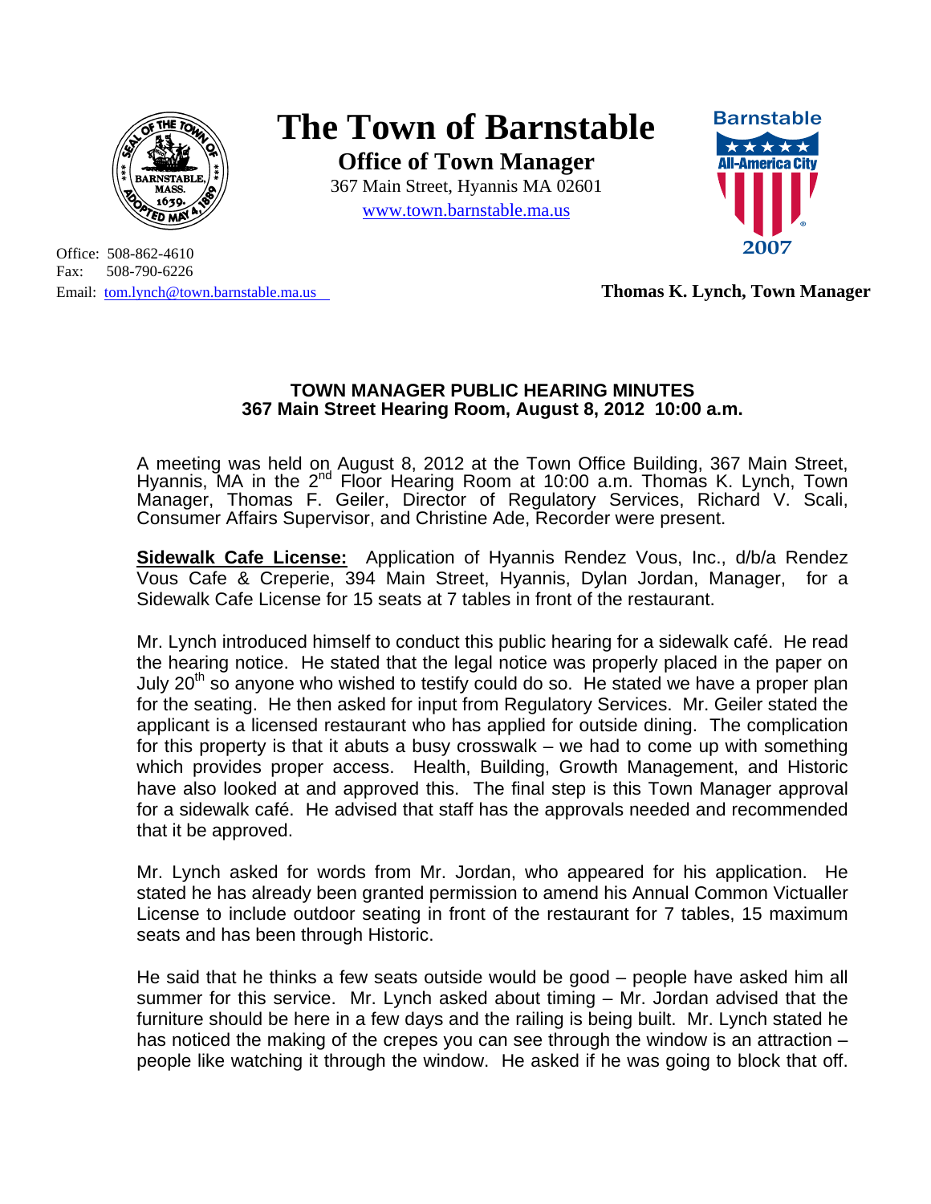# The Town of Barnstable

## Office of Town Manager

367 Main Street, Hyannis MA 02601

www.town.barnstable.ma.us

Office: 508-862-4610
Fax: 508-790-6226
Email: tom.lynch@town.barnstable.ma.us

**Thomas K. Lynch, Town Manager**

### TOWN MANAGER PUBLIC HEARING MINUTES
### 367 Main Street Hearing Room, August 8, 2012 10:00 a.m.

A meeting was held on August 8, 2012 at the Town Office Building, 367 Main Street, Hyannis, MA in the 2nd Floor Hearing Room at 10:00 a.m. Thomas K. Lynch, Town Manager, Thomas F. Geiler, Director of Regulatory Services, Richard V. Scali, Consumer Affairs Supervisor, and Christine Ade, Recorder were present.

**Sidewalk Cafe License:** Application of Hyannis Rendez Vous, Inc., d/b/a Rendez Vous Cafe & Creperie, 394 Main Street, Hyannis, Dylan Jordan, Manager, for a Sidewalk Cafe License for 15 seats at 7 tables in front of the restaurant.

Mr. Lynch introduced himself to conduct this public hearing for a sidewalk café. He read the hearing notice. He stated that the legal notice was properly placed in the paper on July 20th so anyone who wished to testify could do so. He stated we have a proper plan for the seating. He then asked for input from Regulatory Services. Mr. Geiler stated the applicant is a licensed restaurant who has applied for outside dining. The complication for this property is that it abuts a busy crosswalk – we had to come up with something which provides proper access. Health, Building, Growth Management, and Historic have also looked at and approved this. The final step is this Town Manager approval for a sidewalk café. He advised that staff has the approvals needed and recommended that it be approved.

Mr. Lynch asked for words from Mr. Jordan, who appeared for his application. He stated he has already been granted permission to amend his Annual Common Victualler License to include outdoor seating in front of the restaurant for 7 tables, 15 maximum seats and has been through Historic.

He said that he thinks a few seats outside would be good – people have asked him all summer for this service. Mr. Lynch asked about timing – Mr. Jordan advised that the furniture should be here in a few days and the railing is being built. Mr. Lynch stated he has noticed the making of the crepes you can see through the window is an attraction – people like watching it through the window. He asked if he was going to block that off.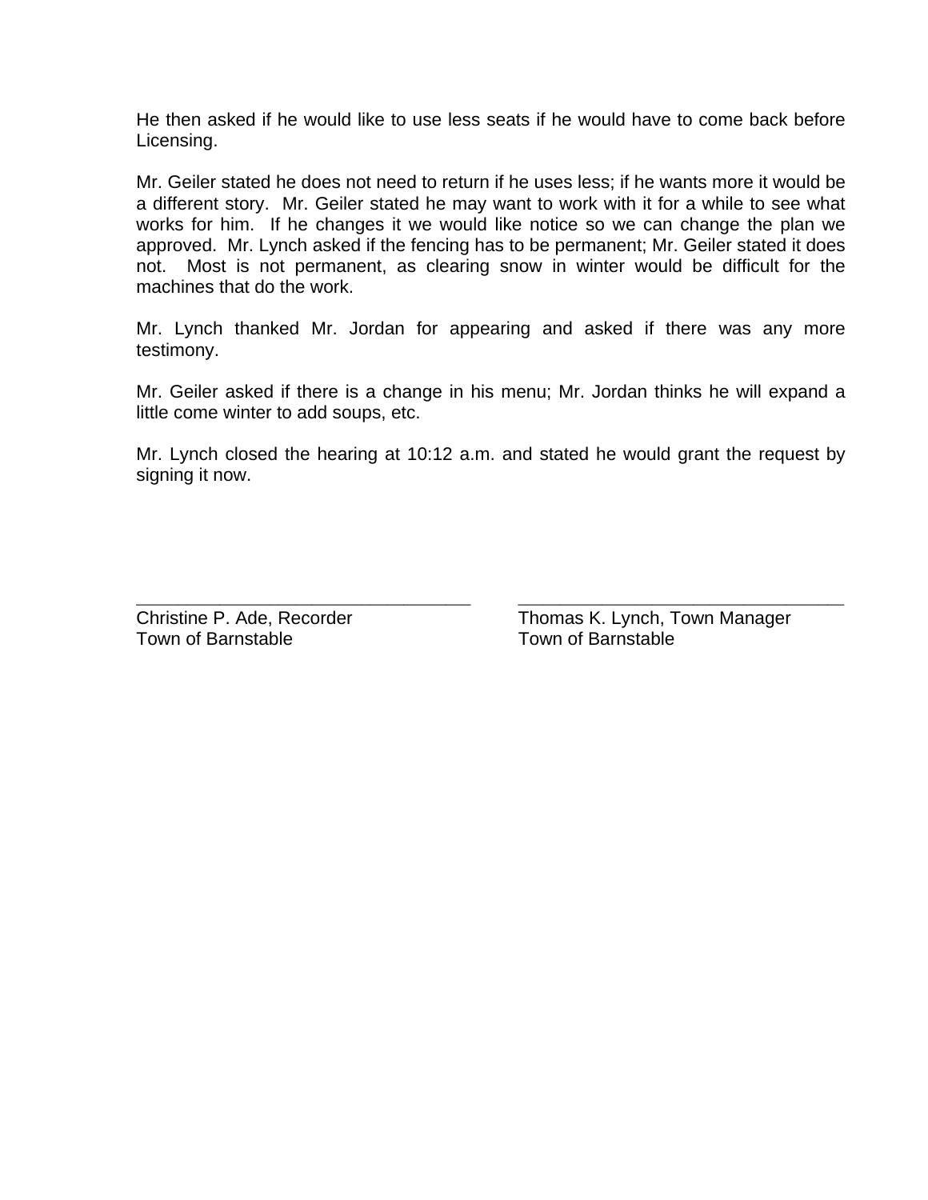He then asked if he would like to use less seats if he would have to come back before Licensing.

Mr. Geiler stated he does not need to return if he uses less; if he wants more it would be a different story. Mr. Geiler stated he may want to work with it for a while to see what works for him. If he changes it we would like notice so we can change the plan we approved. Mr. Lynch asked if the fencing has to be permanent; Mr. Geiler stated it does not. Most is not permanent, as clearing snow in winter would be difficult for the machines that do the work.

Mr. Lynch thanked Mr. Jordan for appearing and asked if there was any more testimony.

Mr. Geiler asked if there is a change in his menu; Mr. Jordan thinks he will expand a little come winter to add soups, etc.

Mr. Lynch closed the hearing at 10:12 a.m. and stated he would grant the request by signing it now.

\_\_\_\_\_\_\_\_\_\_\_\_\_\_\_\_\_\_\_\_\_\_\_\_\_\_\_\_\_\_\_\_\_\_
Christine P. Ade, Recorder
Town of Barnstable

\_\_\_\_\_\_\_\_\_\_\_\_\_\_\_\_\_\_\_\_\_\_\_\_\_\_\_\_\_\_\_\_\_\_
Thomas K. Lynch, Town Manager
Town of Barnstable